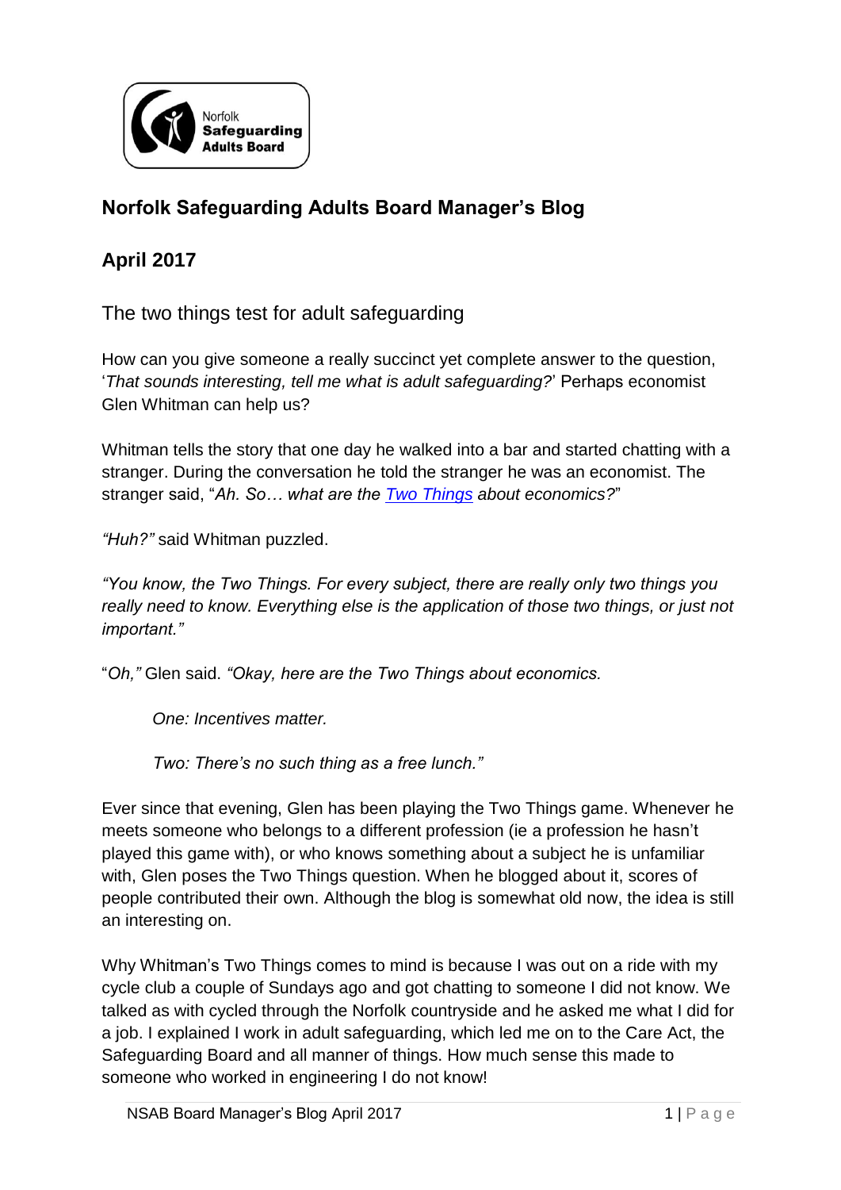## Norfolk Safeguarding Adults Board Manager's Blog

## April 2017

### The two things test for adult safeguarding

How can you give someone a really succinct yet complete answer to the question, '*That sounds interesting, tell me what is adult safeguarding?*' Perhaps economist Glen Whitman can help us?

Whitman tells the story that one day he walked into a bar and started chatting with a stranger. During the conversation he told the stranger he was an economist. The stranger said, "*Ah. So… what are the Two Things about economics?*"

*"Huh?"* said Whitman puzzled.

*"You know, the Two Things. For every subject, there are really only two things you really need to know. Everything else is the application of those two things, or just not important."*

"*Oh,"* Glen said. *"Okay, here are the Two Things about economics.*

> *One: Incentives matter.*
>
> *Two: There's no such thing as a free lunch."*

Ever since that evening, Glen has been playing the Two Things game. Whenever he meets someone who belongs to a different profession (ie a profession he hasn't played this game with), or who knows something about a subject he is unfamiliar with, Glen poses the Two Things question. When he blogged about it, scores of people contributed their own. Although the blog is somewhat old now, the idea is still an interesting on.

Why Whitman's Two Things comes to mind is because I was out on a ride with my cycle club a couple of Sundays ago and got chatting to someone I did not know. We talked as with cycled through the Norfolk countryside and he asked me what I did for a job. I explained I work in adult safeguarding, which led me on to the Care Act, the Safeguarding Board and all manner of things. How much sense this made to someone who worked in engineering I do not know!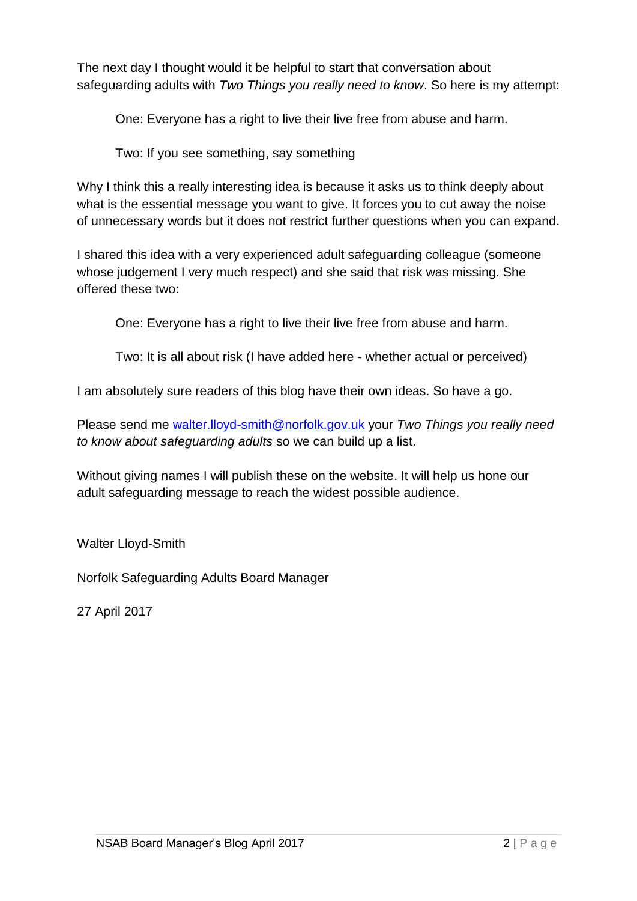The next day I thought would it be helpful to start that conversation about safeguarding adults with *Two Things you really need to know*. So here is my attempt:

> One: Everyone has a right to live their live free from abuse and harm.
>
> Two: If you see something, say something

Why I think this a really interesting idea is because it asks us to think deeply about what is the essential message you want to give. It forces you to cut away the noise of unnecessary words but it does not restrict further questions when you can expand.

I shared this idea with a very experienced adult safeguarding colleague (someone whose judgement I very much respect) and she said that risk was missing. She offered these two:

> One: Everyone has a right to live their live free from abuse and harm.
>
> Two: It is all about risk (I have added here - whether actual or perceived)

I am absolutely sure readers of this blog have their own ideas. So have a go.

Please send me [walter.lloyd-smith@norfolk.gov.uk](mailto:walter.lloyd-smith@norfolk.gov.uk) your *Two Things you really need to know about safeguarding adults* so we can build up a list.

Without giving names I will publish these on the website. It will help us hone our adult safeguarding message to reach the widest possible audience.

Walter Lloyd-Smith

Norfolk Safeguarding Adults Board Manager

27 April 2017